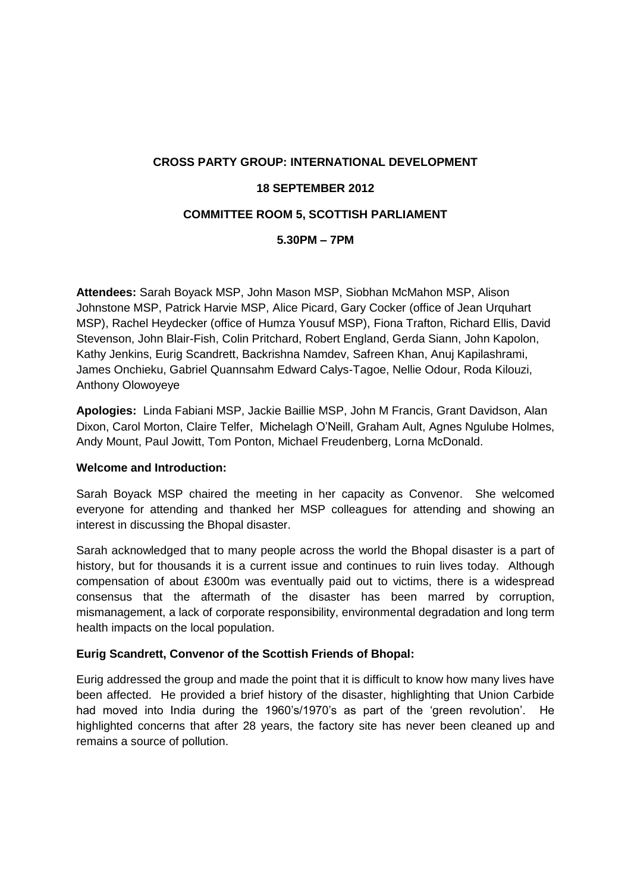**CROSS PARTY GROUP: INTERNATIONAL DEVELOPMENT**

**18 SEPTEMBER 2012**

**COMMITTEE ROOM 5, SCOTTISH PARLIAMENT**

**5.30PM – 7PM**

**Attendees:** Sarah Boyack MSP, John Mason MSP, Siobhan McMahon MSP, Alison Johnstone MSP, Patrick Harvie MSP, Alice Picard, Gary Cocker (office of Jean Urquhart MSP), Rachel Heydecker (office of Humza Yousuf MSP), Fiona Trafton, Richard Ellis, David Stevenson, John Blair-Fish, Colin Pritchard, Robert England, Gerda Siann, John Kapolon, Kathy Jenkins, Eurig Scandrett, Backrishna Namdev, Safreen Khan, Anuj Kapilashrami, James Onchieku, Gabriel Quannsahm Edward Calys-Tagoe, Nellie Odour, Roda Kilouzi, Anthony Olowoyeye

**Apologies:** Linda Fabiani MSP, Jackie Baillie MSP, John M Francis, Grant Davidson, Alan Dixon, Carol Morton, Claire Telfer, Michelagh O'Neill, Graham Ault, Agnes Ngulube Holmes, Andy Mount, Paul Jowitt, Tom Ponton, Michael Freudenberg, Lorna McDonald.

**Welcome and Introduction:**

Sarah Boyack MSP chaired the meeting in her capacity as Convenor. She welcomed everyone for attending and thanked her MSP colleagues for attending and showing an interest in discussing the Bhopal disaster.

Sarah acknowledged that to many people across the world the Bhopal disaster is a part of history, but for thousands it is a current issue and continues to ruin lives today. Although compensation of about £300m was eventually paid out to victims, there is a widespread consensus that the aftermath of the disaster has been marred by corruption, mismanagement, a lack of corporate responsibility, environmental degradation and long term health impacts on the local population.

**Eurig Scandrett, Convenor of the Scottish Friends of Bhopal:**

Eurig addressed the group and made the point that it is difficult to know how many lives have been affected. He provided a brief history of the disaster, highlighting that Union Carbide had moved into India during the 1960's/1970's as part of the 'green revolution'. He highlighted concerns that after 28 years, the factory site has never been cleaned up and remains a source of pollution.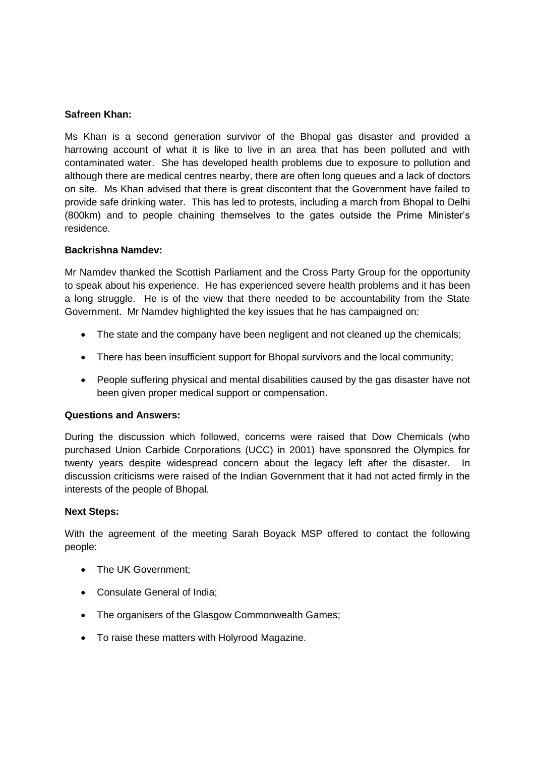**Safreen Khan:**

Ms Khan is a second generation survivor of the Bhopal gas disaster and provided a harrowing account of what it is like to live in an area that has been polluted and with contaminated water. She has developed health problems due to exposure to pollution and although there are medical centres nearby, there are often long queues and a lack of doctors on site. Ms Khan advised that there is great discontent that the Government have failed to provide safe drinking water. This has led to protests, including a march from Bhopal to Delhi (800km) and to people chaining themselves to the gates outside the Prime Minister's residence.

**Backrishna Namdev:**

Mr Namdev thanked the Scottish Parliament and the Cross Party Group for the opportunity to speak about his experience. He has experienced severe health problems and it has been a long struggle. He is of the view that there needed to be accountability from the State Government. Mr Namdev highlighted the key issues that he has campaigned on:

- The state and the company have been negligent and not cleaned up the chemicals;
- There has been insufficient support for Bhopal survivors and the local community;
- People suffering physical and mental disabilities caused by the gas disaster have not been given proper medical support or compensation.

**Questions and Answers:**

During the discussion which followed, concerns were raised that Dow Chemicals (who purchased Union Carbide Corporations (UCC) in 2001) have sponsored the Olympics for twenty years despite widespread concern about the legacy left after the disaster. In discussion criticisms were raised of the Indian Government that it had not acted firmly in the interests of the people of Bhopal.

**Next Steps:**

With the agreement of the meeting Sarah Boyack MSP offered to contact the following people:

- The UK Government;
- Consulate General of India;
- The organisers of the Glasgow Commonwealth Games;
- To raise these matters with Holyrood Magazine.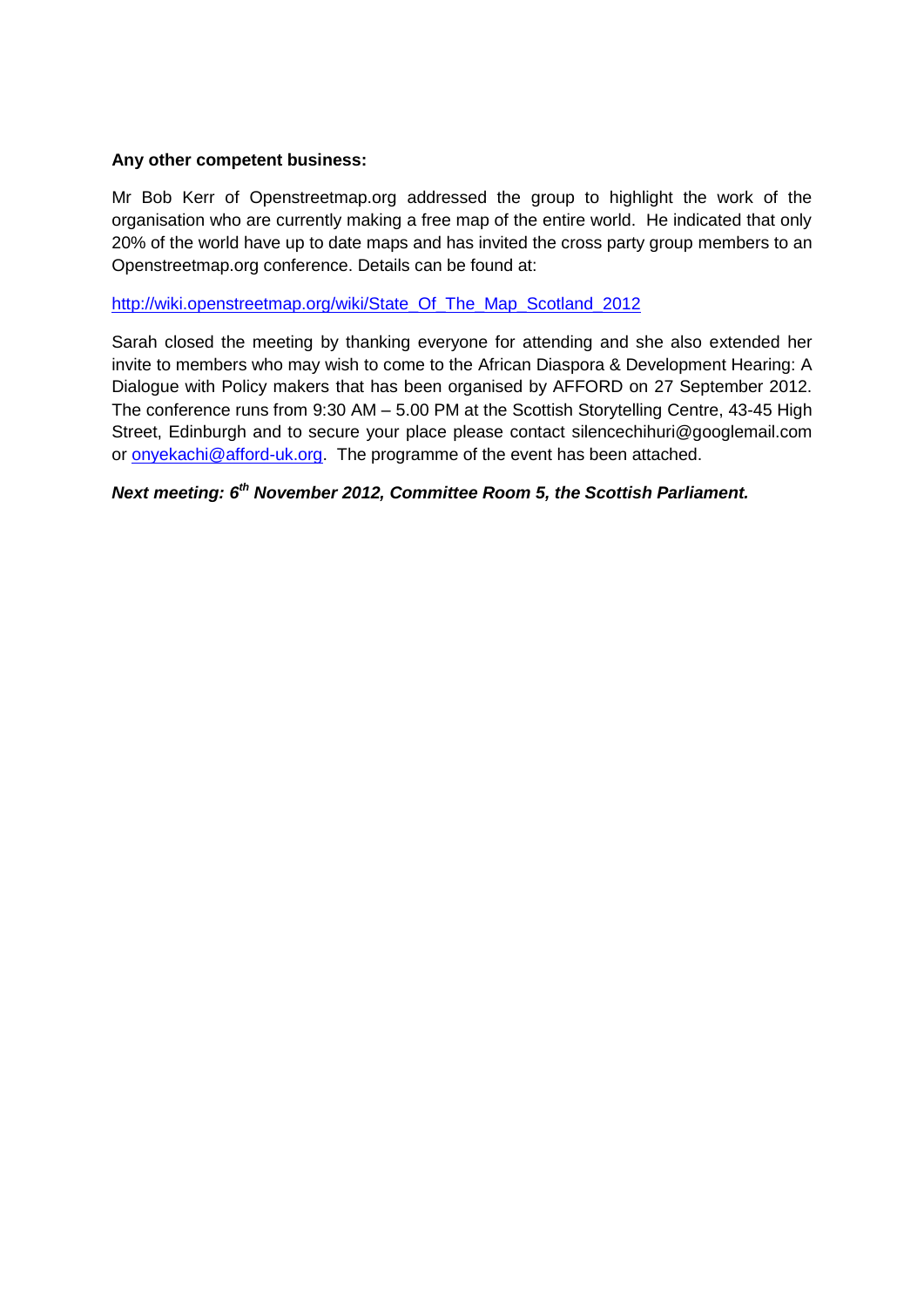**Any other competent business:**

Mr Bob Kerr of Openstreetmap.org addressed the group to highlight the work of the organisation who are currently making a free map of the entire world. He indicated that only 20% of the world have up to date maps and has invited the cross party group members to an Openstreetmap.org conference. Details can be found at:

http://wiki.openstreetmap.org/wiki/State_Of_The_Map_Scotland_2012

Sarah closed the meeting by thanking everyone for attending and she also extended her invite to members who may wish to come to the African Diaspora & Development Hearing: A Dialogue with Policy makers that has been organised by AFFORD on 27 September 2012. The conference runs from 9:30 AM – 5.00 PM at the Scottish Storytelling Centre, 43-45 High Street, Edinburgh and to secure your place please contact silencechihuri@googlemail.com or onyekachi@afford-uk.org. The programme of the event has been attached.

***Next meeting: 6th November 2012, Committee Room 5, the Scottish Parliament.***